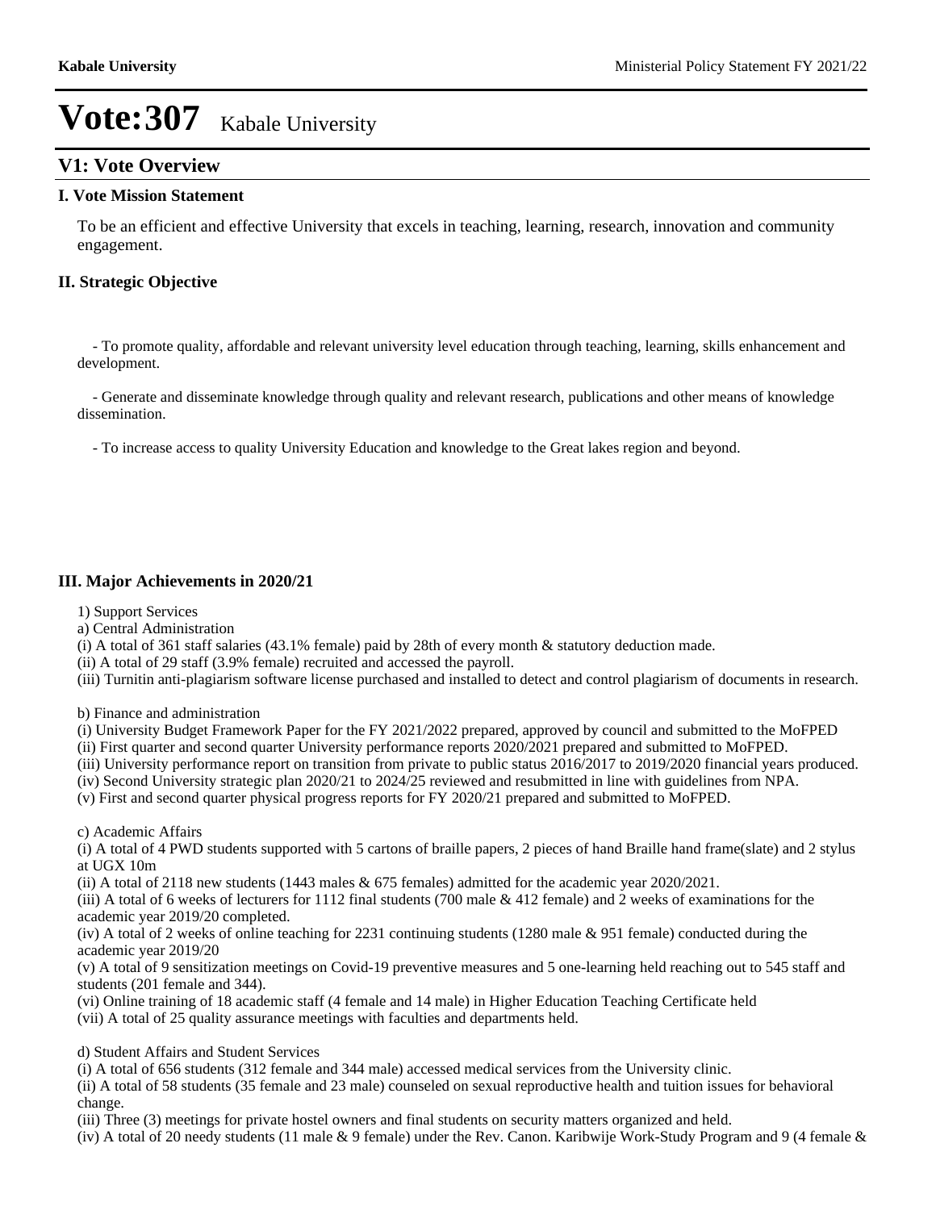# Vote:307 Kabale University

## V1: Vote Overview

### I. Vote Mission Statement

To be an efficient and effective University that excels in teaching, learning, research, innovation and community engagement.

### II. Strategic Objective

- To promote quality, affordable and relevant university level education through teaching, learning, skills enhancement and development.

- Generate and disseminate knowledge through quality and relevant research, publications and other means of knowledge dissemination.

- To increase access to quality University Education and knowledge to the Great lakes region and beyond.

### III. Major Achievements in 2020/21

1) Support Services

a) Central Administration

(i) A total of 361 staff salaries (43.1% female) paid by 28th of every month & statutory deduction made.
(ii) A total of 29 staff (3.9% female) recruited and accessed the payroll.
(iii) Turnitin anti-plagiarism software license purchased and installed to detect and control plagiarism of documents in research.

b) Finance and administration

(i) University Budget Framework Paper for the FY 2021/2022 prepared, approved by council and submitted to the MoFPED
(ii) First quarter and second quarter University performance reports 2020/2021 prepared and submitted to MoFPED.
(iii) University performance report on transition from private to public status 2016/2017 to 2019/2020 financial years produced.
(iv) Second University strategic plan 2020/21 to 2024/25 reviewed and resubmitted in line with guidelines from NPA.
(v) First and second quarter physical progress reports for FY 2020/21 prepared and submitted to MoFPED.

c) Academic Affairs

(i) A total of 4 PWD students supported with 5 cartons of braille papers, 2 pieces of hand Braille hand frame(slate) and 2 stylus at UGX 10m
(ii) A total of 2118 new students (1443 males & 675 females) admitted for the academic year 2020/2021.
(iii) A total of 6 weeks of lecturers for 1112 final students (700 male & 412 female) and 2 weeks of examinations for the academic year 2019/20 completed.
(iv) A total of 2 weeks of online teaching for 2231 continuing students (1280 male & 951 female) conducted during the academic year 2019/20
(v) A total of 9 sensitization meetings on Covid-19 preventive measures and 5 one-learning held reaching out to 545 staff and students (201 female and 344).
(vi) Online training of 18 academic staff (4 female and 14 male) in Higher Education Teaching Certificate held
(vii) A total of 25 quality assurance meetings with faculties and departments held.

d) Student Affairs and Student Services

(i) A total of 656 students (312 female and 344 male) accessed medical services from the University clinic.
(ii) A total of 58 students (35 female and 23 male) counseled on sexual reproductive health and tuition issues for behavioral change.
(iii) Three (3) meetings for private hostel owners and final students on security matters organized and held.
(iv) A total of 20 needy students (11 male & 9 female) under the Rev. Canon. Karibwije Work-Study Program and 9 (4 female &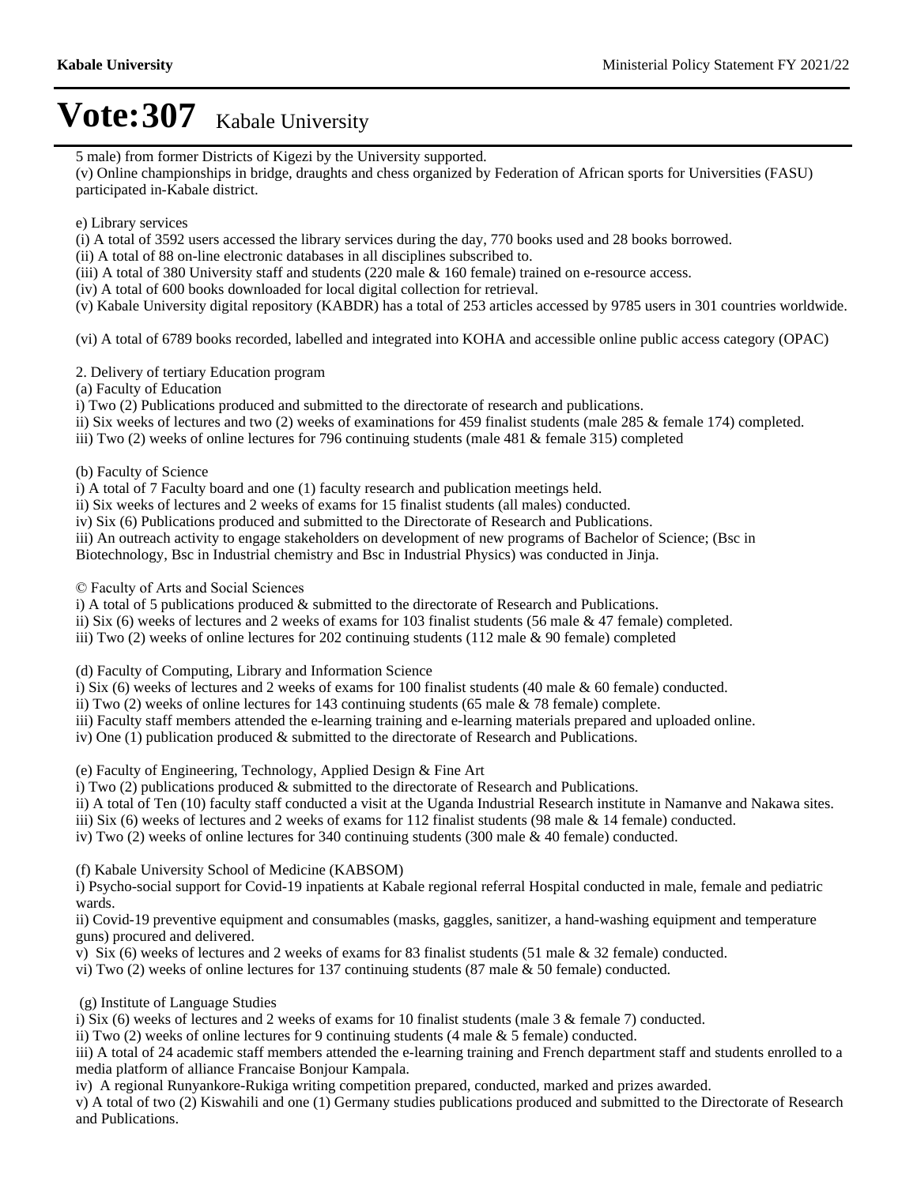# Vote:307 Kabale University

5 male) from former Districts of Kigezi by the University supported.

(v) Online championships in bridge, draughts and chess organized by Federation of African sports for Universities (FASU) participated in-Kabale district.

e) Library services

(i) A total of 3592 users accessed the library services during the day, 770 books used and 28 books borrowed.

(ii) A total of 88 on-line electronic databases in all disciplines subscribed to.

(iii) A total of 380 University staff and students (220 male & 160 female) trained on e-resource access.

(iv) A total of 600 books downloaded for local digital collection for retrieval.

(v) Kabale University digital repository (KABDR) has a total of 253 articles accessed by 9785 users in 301 countries worldwide.

(vi) A total of 6789 books recorded, labelled and integrated into KOHA and accessible online public access category (OPAC)

2. Delivery of tertiary Education program

(a) Faculty of Education

i) Two (2) Publications produced and submitted to the directorate of research and publications.

ii) Six weeks of lectures and two (2) weeks of examinations for 459 finalist students (male 285 & female 174) completed.

iii) Two (2) weeks of online lectures for 796 continuing students (male 481 & female 315) completed

(b) Faculty of Science

i) A total of 7 Faculty board and one (1) faculty research and publication meetings held.

ii) Six weeks of lectures and 2 weeks of exams for 15 finalist students (all males) conducted.

iv) Six (6) Publications produced and submitted to the Directorate of Research and Publications.

iii) An outreach activity to engage stakeholders on development of new programs of Bachelor of Science; (Bsc in Biotechnology, Bsc in Industrial chemistry and Bsc in Industrial Physics) was conducted in Jinja.

© Faculty of Arts and Social Sciences

i) A total of 5 publications produced & submitted to the directorate of Research and Publications.

ii) Six (6) weeks of lectures and 2 weeks of exams for 103 finalist students (56 male & 47 female) completed.

iii) Two (2) weeks of online lectures for 202 continuing students (112 male & 90 female) completed

(d) Faculty of Computing, Library and Information Science

i) Six (6) weeks of lectures and 2 weeks of exams for 100 finalist students (40 male & 60 female) conducted.

ii) Two (2) weeks of online lectures for 143 continuing students (65 male & 78 female) complete.

iii) Faculty staff members attended the e-learning training and e-learning materials prepared and uploaded online.

iv) One (1) publication produced & submitted to the directorate of Research and Publications.

(e) Faculty of Engineering, Technology, Applied Design & Fine Art

i) Two (2) publications produced & submitted to the directorate of Research and Publications.

ii) A total of Ten (10) faculty staff conducted a visit at the Uganda Industrial Research institute in Namanve and Nakawa sites.

iii) Six (6) weeks of lectures and 2 weeks of exams for 112 finalist students (98 male & 14 female) conducted.

iv) Two (2) weeks of online lectures for 340 continuing students (300 male & 40 female) conducted.

(f) Kabale University School of Medicine (KABSOM)

i) Psycho-social support for Covid-19 inpatients at Kabale regional referral Hospital conducted in male, female and pediatric wards.

ii) Covid-19 preventive equipment and consumables (masks, gaggles, sanitizer, a hand-washing equipment and temperature guns) procured and delivered.

v) Six (6) weeks of lectures and 2 weeks of exams for 83 finalist students (51 male & 32 female) conducted.

vi) Two (2) weeks of online lectures for 137 continuing students (87 male & 50 female) conducted.

(g) Institute of Language Studies

i) Six (6) weeks of lectures and 2 weeks of exams for 10 finalist students (male 3 & female 7) conducted.

ii) Two (2) weeks of online lectures for 9 continuing students (4 male & 5 female) conducted.

iii) A total of 24 academic staff members attended the e-learning training and French department staff and students enrolled to a media platform of alliance Francaise Bonjour Kampala.

iv) A regional Runyankore-Rukiga writing competition prepared, conducted, marked and prizes awarded.

v) A total of two (2) Kiswahili and one (1) Germany studies publications produced and submitted to the Directorate of Research and Publications.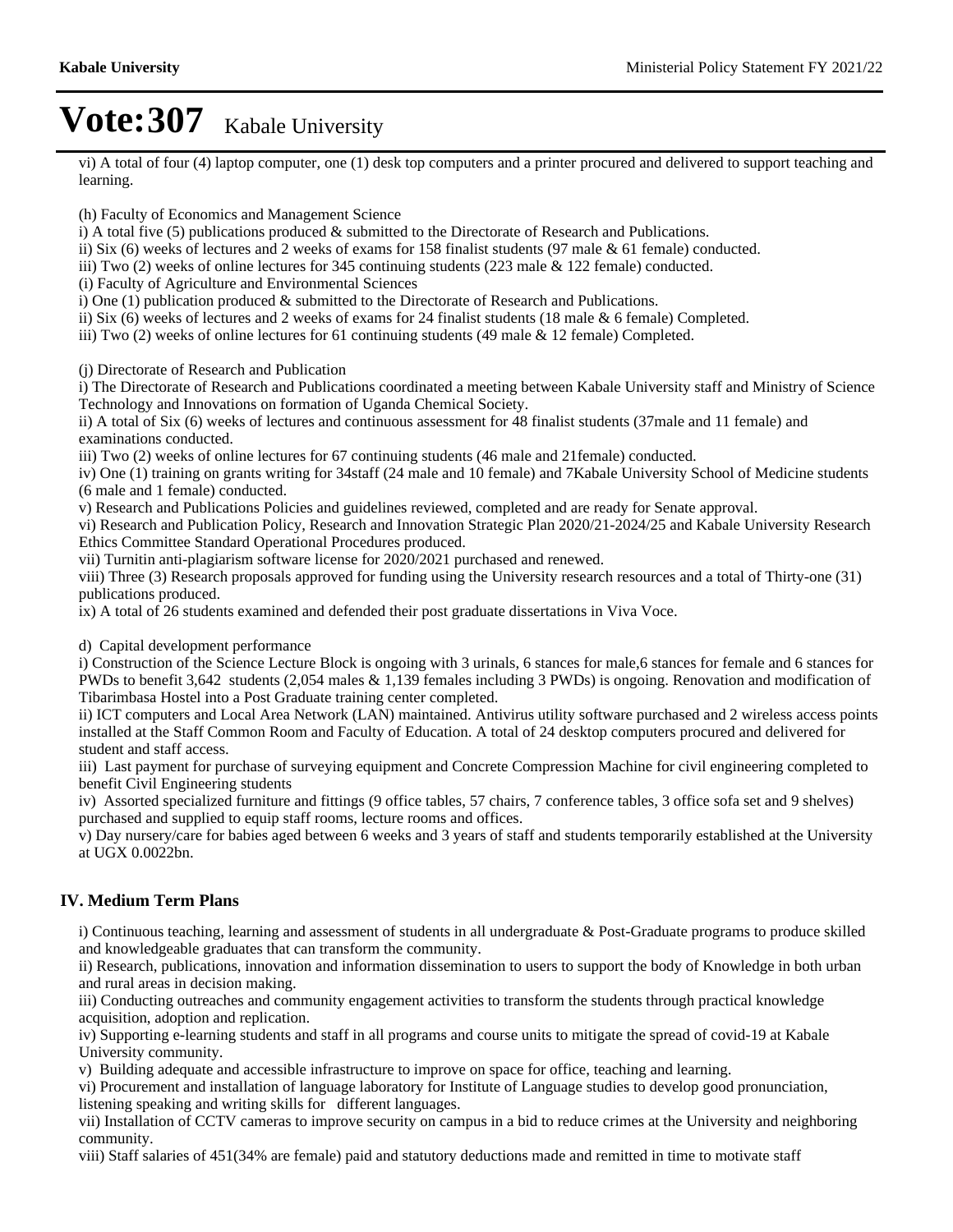# Vote:307 Kabale University

vi) A total of four (4) laptop computer, one (1) desk top computers and a printer procured and delivered to support teaching and learning.

(h) Faculty of Economics and Management Science

i) A total five (5) publications produced & submitted to the Directorate of Research and Publications.

ii) Six (6) weeks of lectures and 2 weeks of exams for 158 finalist students (97 male & 61 female) conducted.

iii) Two (2) weeks of online lectures for 345 continuing students (223 male & 122 female) conducted.

(i) Faculty of Agriculture and Environmental Sciences

i) One (1) publication produced & submitted to the Directorate of Research and Publications.

ii) Six (6) weeks of lectures and 2 weeks of exams for 24 finalist students (18 male & 6 female) Completed.

iii) Two (2) weeks of online lectures for 61 continuing students (49 male & 12 female) Completed.

(j) Directorate of Research and Publication

i) The Directorate of Research and Publications coordinated a meeting between Kabale University staff and Ministry of Science Technology and Innovations on formation of Uganda Chemical Society.

ii) A total of Six (6) weeks of lectures and continuous assessment for 48 finalist students (37male and 11 female) and examinations conducted.

iii) Two (2) weeks of online lectures for 67 continuing students (46 male and 21female) conducted.

iv) One (1) training on grants writing for 34staff (24 male and 10 female) and 7Kabale University School of Medicine students (6 male and 1 female) conducted.

v) Research and Publications Policies and guidelines reviewed, completed and are ready for Senate approval.

vi) Research and Publication Policy, Research and Innovation Strategic Plan 2020/21-2024/25 and Kabale University Research Ethics Committee Standard Operational Procedures produced.

vii) Turnitin anti-plagiarism software license for 2020/2021 purchased and renewed.

viii) Three (3) Research proposals approved for funding using the University research resources and a total of Thirty-one (31) publications produced.

ix) A total of 26 students examined and defended their post graduate dissertations in Viva Voce.

d) Capital development performance

i) Construction of the Science Lecture Block is ongoing with 3 urinals, 6 stances for male,6 stances for female and 6 stances for PWDs to benefit 3,642 students (2,054 males & 1,139 females including 3 PWDs) is ongoing. Renovation and modification of Tibarimbasa Hostel into a Post Graduate training center completed.

ii) ICT computers and Local Area Network (LAN) maintained. Antivirus utility software purchased and 2 wireless access points installed at the Staff Common Room and Faculty of Education. A total of 24 desktop computers procured and delivered for student and staff access.

iii) Last payment for purchase of surveying equipment and Concrete Compression Machine for civil engineering completed to benefit Civil Engineering students

iv) Assorted specialized furniture and fittings (9 office tables, 57 chairs, 7 conference tables, 3 office sofa set and 9 shelves) purchased and supplied to equip staff rooms, lecture rooms and offices.

v) Day nursery/care for babies aged between 6 weeks and 3 years of staff and students temporarily established at the University at UGX 0.0022bn.

## IV. Medium Term Plans

i) Continuous teaching, learning and assessment of students in all undergraduate & Post-Graduate programs to produce skilled and knowledgeable graduates that can transform the community.

ii) Research, publications, innovation and information dissemination to users to support the body of Knowledge in both urban and rural areas in decision making.

iii) Conducting outreaches and community engagement activities to transform the students through practical knowledge acquisition, adoption and replication.

iv) Supporting e-learning students and staff in all programs and course units to mitigate the spread of covid-19 at Kabale University community.

v) Building adequate and accessible infrastructure to improve on space for office, teaching and learning.

vi) Procurement and installation of language laboratory for Institute of Language studies to develop good pronunciation, listening speaking and writing skills for different languages.

vii) Installation of CCTV cameras to improve security on campus in a bid to reduce crimes at the University and neighboring community.

viii) Staff salaries of 451(34% are female) paid and statutory deductions made and remitted in time to motivate staff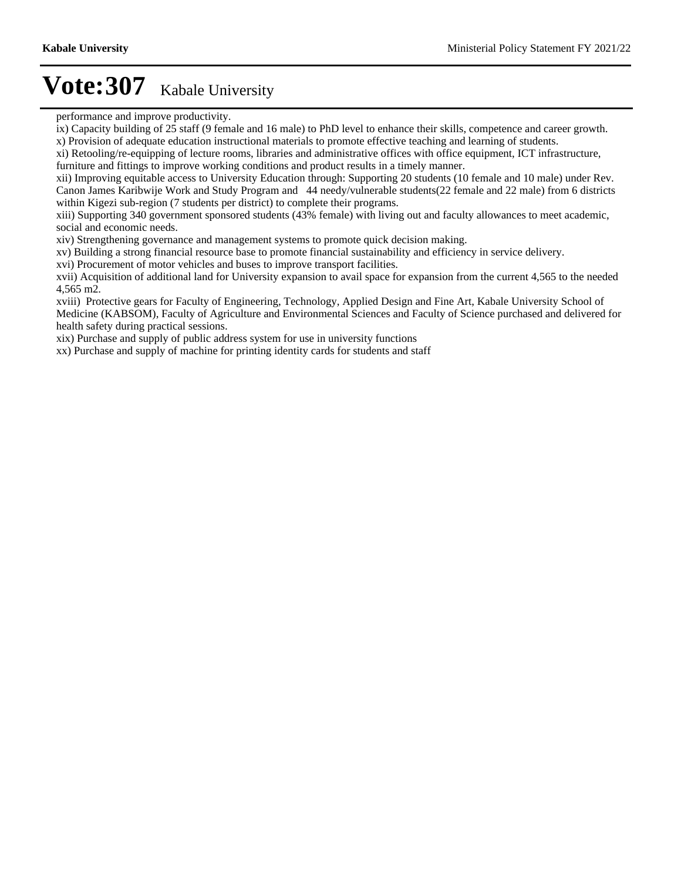# Vote:307 Kabale University

performance and improve productivity.

ix) Capacity building of 25 staff (9 female and 16 male) to PhD level to enhance their skills, competence and career growth.

x) Provision of adequate education instructional materials to promote effective teaching and learning of students.

xi) Retooling/re-equipping of lecture rooms, libraries and administrative offices with office equipment, ICT infrastructure, furniture and fittings to improve working conditions and product results in a timely manner.

xii) Improving equitable access to University Education through: Supporting 20 students (10 female and 10 male) under Rev. Canon James Karibwije Work and Study Program and 44 needy/vulnerable students(22 female and 22 male) from 6 districts within Kigezi sub-region (7 students per district) to complete their programs.

xiii) Supporting 340 government sponsored students (43% female) with living out and faculty allowances to meet academic, social and economic needs.

xiv) Strengthening governance and management systems to promote quick decision making.

xv) Building a strong financial resource base to promote financial sustainability and efficiency in service delivery.

xvi) Procurement of motor vehicles and buses to improve transport facilities.

xvii) Acquisition of additional land for University expansion to avail space for expansion from the current 4,565 to the needed 4,565 m2.

xviii) Protective gears for Faculty of Engineering, Technology, Applied Design and Fine Art, Kabale University School of Medicine (KABSOM), Faculty of Agriculture and Environmental Sciences and Faculty of Science purchased and delivered for health safety during practical sessions.

xix) Purchase and supply of public address system for use in university functions

xx) Purchase and supply of machine for printing identity cards for students and staff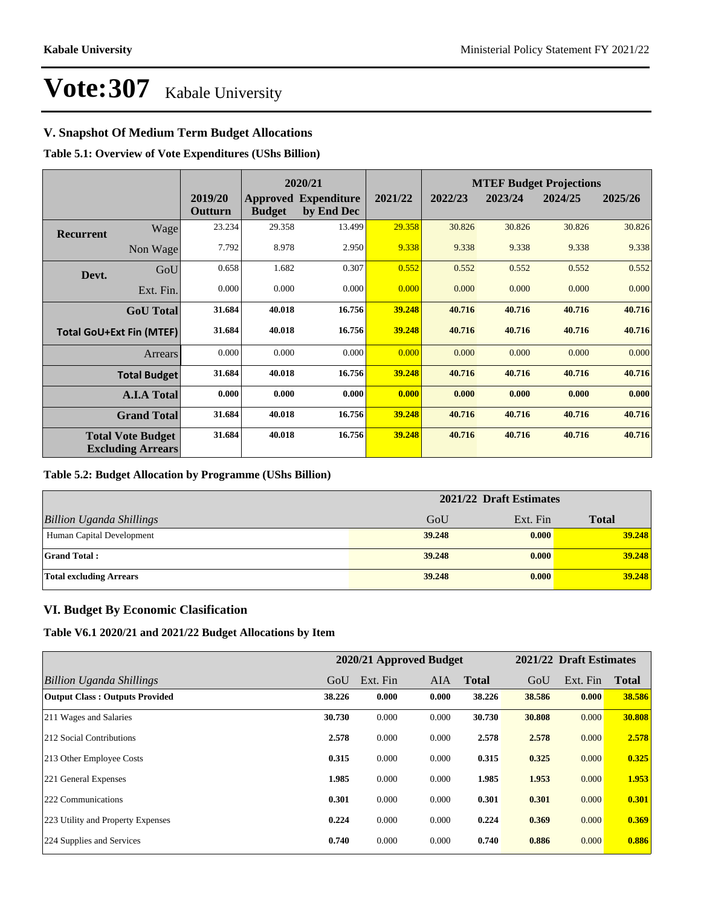# Vote:307 Kabale University

## V. Snapshot Of Medium Term Budget Allocations

**Table 5.1: Overview of Vote Expenditures (UShs Billion)**

| | | 2019/20 Outturn | 2020/21 Approved Budget | 2020/21 Expenditure by End Dec | 2021/22 | MTEF Budget Projections 2022/23 | 2023/24 | 2024/25 | 2025/26 |
|---|---|---|---|---|---|---|---|---|---|
| **Recurrent** | Wage | 23.234 | 29.358 | 13.499 | 29.358 | 30.826 | 30.826 | 30.826 | 30.826 |
| | Non Wage | 7.792 | 8.978 | 2.950 | 9.338 | 9.338 | 9.338 | 9.338 | 9.338 |
| **Devt.** | GoU | 0.658 | 1.682 | 0.307 | 0.552 | 0.552 | 0.552 | 0.552 | 0.552 |
| | Ext. Fin. | 0.000 | 0.000 | 0.000 | 0.000 | 0.000 | 0.000 | 0.000 | 0.000 |
| | **GoU Total** | **31.684** | **40.018** | **16.756** | **39.248** | **40.716** | **40.716** | **40.716** | **40.716** |
| **Total GoU+Ext Fin (MTEF)** | | **31.684** | **40.018** | **16.756** | **39.248** | **40.716** | **40.716** | **40.716** | **40.716** |
| | Arrears | 0.000 | 0.000 | 0.000 | 0.000 | 0.000 | 0.000 | 0.000 | 0.000 |
| | **Total Budget** | **31.684** | **40.018** | **16.756** | **39.248** | **40.716** | **40.716** | **40.716** | **40.716** |
| | **A.I.A Total** | **0.000** | **0.000** | **0.000** | **0.000** | **0.000** | **0.000** | **0.000** | **0.000** |
| | **Grand Total** | **31.684** | **40.018** | **16.756** | **39.248** | **40.716** | **40.716** | **40.716** | **40.716** |
| **Total Vote Budget Excluding Arrears** | | **31.684** | **40.018** | **16.756** | **39.248** | **40.716** | **40.716** | **40.716** | **40.716** |

**Table 5.2: Budget Allocation by Programme (UShs Billion)**

| | 2021/22 Draft Estimates | | |
|---|---|---|---|
| *Billion Uganda Shillings* | GoU | Ext. Fin | **Total** |
| Human Capital Development | **39.248** | **0.000** | **39.248** |
| **Grand Total :** | **39.248** | **0.000** | **39.248** |
| **Total excluding Arrears** | **39.248** | **0.000** | **39.248** |

## VI. Budget By Economic Clasification

**Table V6.1 2020/21 and 2021/22 Budget Allocations by Item**

| | 2020/21 Approved Budget | | | | 2021/22 Draft Estimates | | |
|---|---|---|---|---|---|---|---|
| *Billion Uganda Shillings* | GoU | Ext. Fin | AIA | **Total** | GoU | Ext. Fin | **Total** |
| **Output Class : Outputs Provided** | **38.226** | **0.000** | **0.000** | **38.226** | **38.586** | **0.000** | **38.586** |
| 211 Wages and Salaries | **30.730** | 0.000 | 0.000 | **30.730** | **30.808** | 0.000 | **30.808** |
| 212 Social Contributions | **2.578** | 0.000 | 0.000 | **2.578** | **2.578** | 0.000 | **2.578** |
| 213 Other Employee Costs | **0.315** | 0.000 | 0.000 | **0.315** | **0.325** | 0.000 | **0.325** |
| 221 General Expenses | **1.985** | 0.000 | 0.000 | **1.985** | **1.953** | 0.000 | **1.953** |
| 222 Communications | **0.301** | 0.000 | 0.000 | **0.301** | **0.301** | 0.000 | **0.301** |
| 223 Utility and Property Expenses | **0.224** | 0.000 | 0.000 | **0.224** | **0.369** | 0.000 | **0.369** |
| 224 Supplies and Services | **0.740** | 0.000 | 0.000 | **0.740** | **0.886** | 0.000 | **0.886** |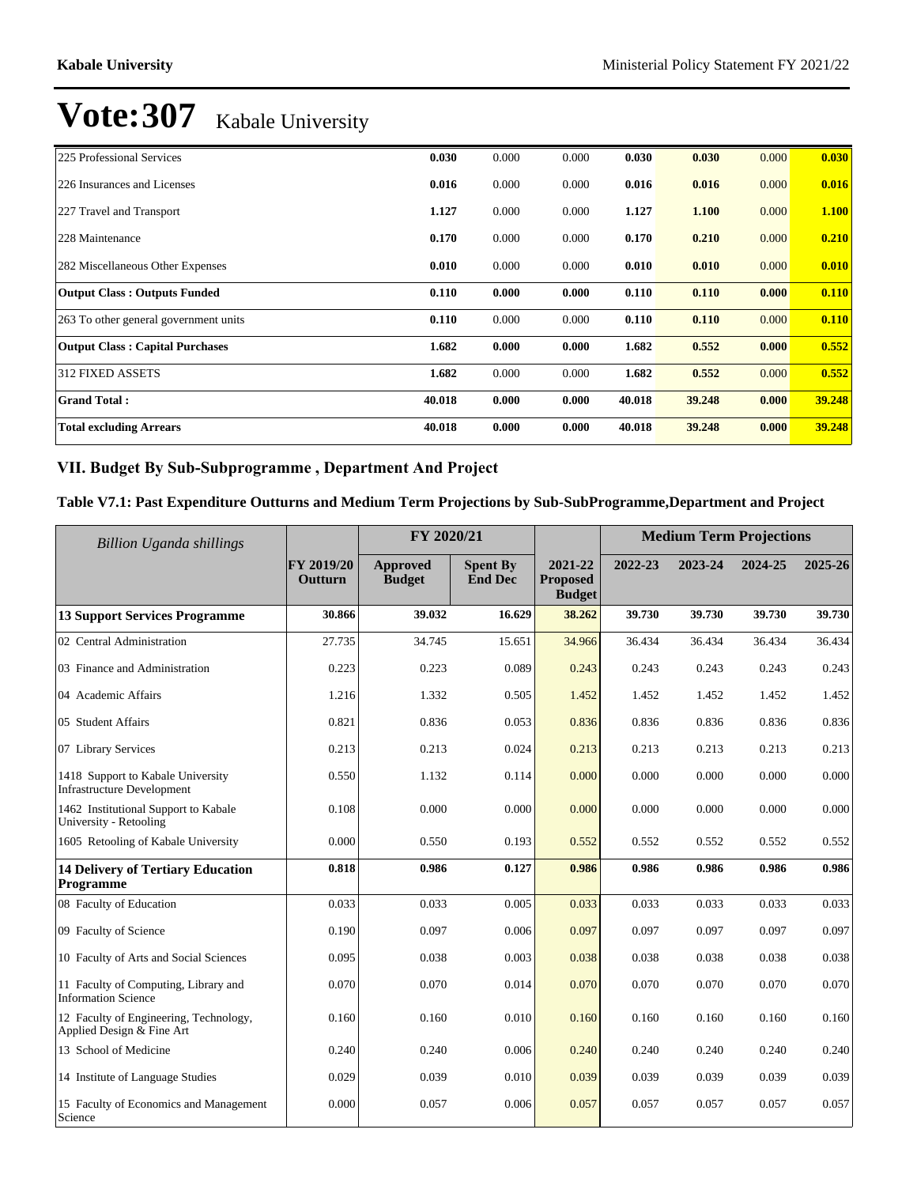# Vote:307 Kabale University

| | | | | | | | |
|---|---|---|---|---|---|---|---|
| 225 Professional Services | **0.030** | 0.000 | 0.000 | **0.030** | **0.030** | 0.000 | **0.030** |
| 226 Insurances and Licenses | **0.016** | 0.000 | 0.000 | **0.016** | **0.016** | 0.000 | **0.016** |
| 227 Travel and Transport | **1.127** | 0.000 | 0.000 | **1.127** | **1.100** | 0.000 | **1.100** |
| 228 Maintenance | **0.170** | 0.000 | 0.000 | **0.170** | **0.210** | 0.000 | **0.210** |
| 282 Miscellaneous Other Expenses | **0.010** | 0.000 | 0.000 | **0.010** | **0.010** | 0.000 | **0.010** |
| **Output Class : Outputs Funded** | **0.110** | **0.000** | **0.000** | **0.110** | **0.110** | **0.000** | **0.110** |
| 263 To other general government units | **0.110** | 0.000 | 0.000 | **0.110** | **0.110** | 0.000 | **0.110** |
| **Output Class : Capital Purchases** | **1.682** | **0.000** | **0.000** | **1.682** | **0.552** | **0.000** | **0.552** |
| 312 FIXED ASSETS | **1.682** | 0.000 | 0.000 | **1.682** | **0.552** | 0.000 | **0.552** |
| **Grand Total :** | **40.018** | **0.000** | **0.000** | **40.018** | **39.248** | **0.000** | **39.248** |
| **Total excluding Arrears** | **40.018** | **0.000** | **0.000** | **40.018** | **39.248** | **0.000** | **39.248** |

## VII. Budget By Sub-Subprogramme , Department And Project

### Table V7.1: Past Expenditure Outturns and Medium Term Projections by Sub-SubProgramme,Department and Project

| *Billion Uganda shillings* | | FY 2020/21 | | | Medium Term Projections | | | |
|---|---|---|---|---|---|---|---|---|
| | FY 2019/20 Outturn | Approved Budget | Spent By End Dec | 2021-22 Proposed Budget | 2022-23 | 2023-24 | 2024-25 | 2025-26 |
| **13 Support Services Programme** | **30.866** | **39.032** | **16.629** | **38.262** | **39.730** | **39.730** | **39.730** | **39.730** |
| 02 Central Administration | 27.735 | 34.745 | 15.651 | 34.966 | 36.434 | 36.434 | 36.434 | 36.434 |
| 03 Finance and Administration | 0.223 | 0.223 | 0.089 | 0.243 | 0.243 | 0.243 | 0.243 | 0.243 |
| 04 Academic Affairs | 1.216 | 1.332 | 0.505 | 1.452 | 1.452 | 1.452 | 1.452 | 1.452 |
| 05 Student Affairs | 0.821 | 0.836 | 0.053 | 0.836 | 0.836 | 0.836 | 0.836 | 0.836 |
| 07 Library Services | 0.213 | 0.213 | 0.024 | 0.213 | 0.213 | 0.213 | 0.213 | 0.213 |
| 1418 Support to Kabale University Infrastructure Development | 0.550 | 1.132 | 0.114 | 0.000 | 0.000 | 0.000 | 0.000 | 0.000 |
| 1462 Institutional Support to Kabale University - Retooling | 0.108 | 0.000 | 0.000 | 0.000 | 0.000 | 0.000 | 0.000 | 0.000 |
| 1605 Retooling of Kabale University | 0.000 | 0.550 | 0.193 | 0.552 | 0.552 | 0.552 | 0.552 | 0.552 |
| **14 Delivery of Tertiary Education Programme** | **0.818** | **0.986** | **0.127** | **0.986** | **0.986** | **0.986** | **0.986** | **0.986** |
| 08 Faculty of Education | 0.033 | 0.033 | 0.005 | 0.033 | 0.033 | 0.033 | 0.033 | 0.033 |
| 09 Faculty of Science | 0.190 | 0.097 | 0.006 | 0.097 | 0.097 | 0.097 | 0.097 | 0.097 |
| 10 Faculty of Arts and Social Sciences | 0.095 | 0.038 | 0.003 | 0.038 | 0.038 | 0.038 | 0.038 | 0.038 |
| 11 Faculty of Computing, Library and Information Science | 0.070 | 0.070 | 0.014 | 0.070 | 0.070 | 0.070 | 0.070 | 0.070 |
| 12 Faculty of Engineering, Technology, Applied Design & Fine Art | 0.160 | 0.160 | 0.010 | 0.160 | 0.160 | 0.160 | 0.160 | 0.160 |
| 13 School of Medicine | 0.240 | 0.240 | 0.006 | 0.240 | 0.240 | 0.240 | 0.240 | 0.240 |
| 14 Institute of Language Studies | 0.029 | 0.039 | 0.010 | 0.039 | 0.039 | 0.039 | 0.039 | 0.039 |
| 15 Faculty of Economics and Management Science | 0.000 | 0.057 | 0.006 | 0.057 | 0.057 | 0.057 | 0.057 | 0.057 |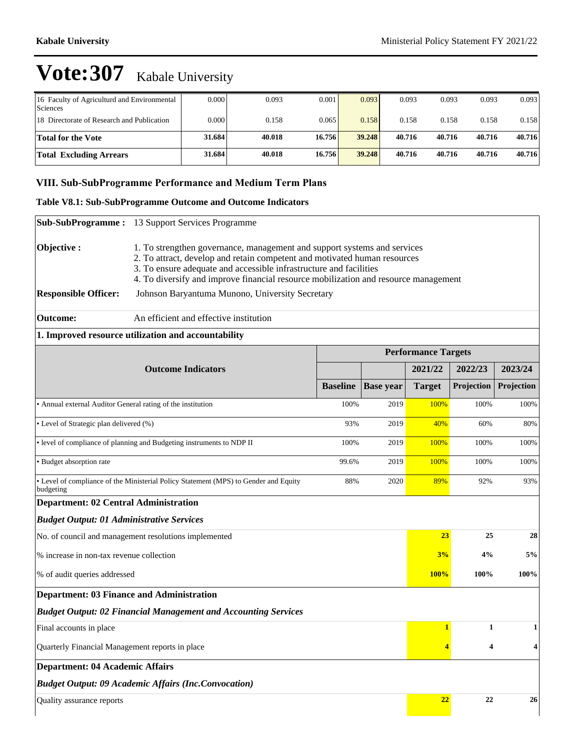# Vote:307 Kabale University

| | | | | | | | | |
|---|---|---|---|---|---|---|---|---|
| 16 Faculty of Agriculturd and Environmental Sciences | 0.000 | 0.093 | 0.001 | 0.093 | 0.093 | 0.093 | 0.093 | 0.093 |
| 18 Directorate of Research and Publication | 0.000 | 0.158 | 0.065 | 0.158 | 0.158 | 0.158 | 0.158 | 0.158 |
| **Total for the Vote** | **31.684** | **40.018** | **16.756** | **39.248** | **40.716** | **40.716** | **40.716** | **40.716** |
| **Total Excluding Arrears** | **31.684** | **40.018** | **16.756** | **39.248** | **40.716** | **40.716** | **40.716** | **40.716** |

## VIII. Sub-SubProgramme Performance and Medium Term Plans

### Table V8.1: Sub-SubProgramme Outcome and Outcome Indicators

**Sub-SubProgramme :** 13 Support Services Programme

**Objective :**
1. To strengthen governance, management and support systems and services
2. To attract, develop and retain competent and motivated human resources
3. To ensure adequate and accessible infrastructure and facilities
4. To diversify and improve financial resource mobilization and resource management

**Responsible Officer:** Johnson Baryantuma Munono, University Secretary

**Outcome:** An efficient and effective institution

**1. Improved resource utilization and accountability**

| Outcome Indicators | Performance Targets | | | | |
|---|---|---|---|---|---|
| | | | 2021/22 | 2022/23 | 2023/24 |
| | **Baseline** | **Base year** | **Target** | **Projection** | **Projection** |
| • Annual external Auditor General rating of the institution | 100% | 2019 | 100% | 100% | 100% |
| • Level of Strategic plan delivered (%) | 93% | 2019 | 40% | 60% | 80% |
| • level of compliance of planning and Budgeting instruments to NDP II | 100% | 2019 | 100% | 100% | 100% |
| • Budget absorption rate | 99.6% | 2019 | 100% | 100% | 100% |
| • Level of compliance of the Ministerial Policy Statement (MPS) to Gender and Equity budgeting | 88% | 2020 | 89% | 92% | 93% |

**Department: 02 Central Administration**

***Budget Output: 01 Administrative Services***

| | 2021/22 | 2022/23 | 2023/24 |
|---|---|---|---|
| No. of council and management resolutions implemented | **23** | **25** | **28** |
| % increase in non-tax revenue collection | **3%** | **4%** | **5%** |
| % of audit queries addressed | **100%** | **100%** | **100%** |

**Department: 03 Finance and Administration**

***Budget Output: 02 Financial Management and Accounting Services***

| | 2021/22 | 2022/23 | 2023/24 |
|---|---|---|---|
| Final accounts in place | **1** | **1** | **1** |
| Quarterly Financial Management reports in place | **4** | **4** | **4** |

**Department: 04 Academic Affairs**

***Budget Output: 09 Academic Affairs (Inc.Convocation)***

| | 2021/22 | 2022/23 | 2023/24 |
|---|---|---|---|
| Quality assurance reports | **22** | **22** | **26** |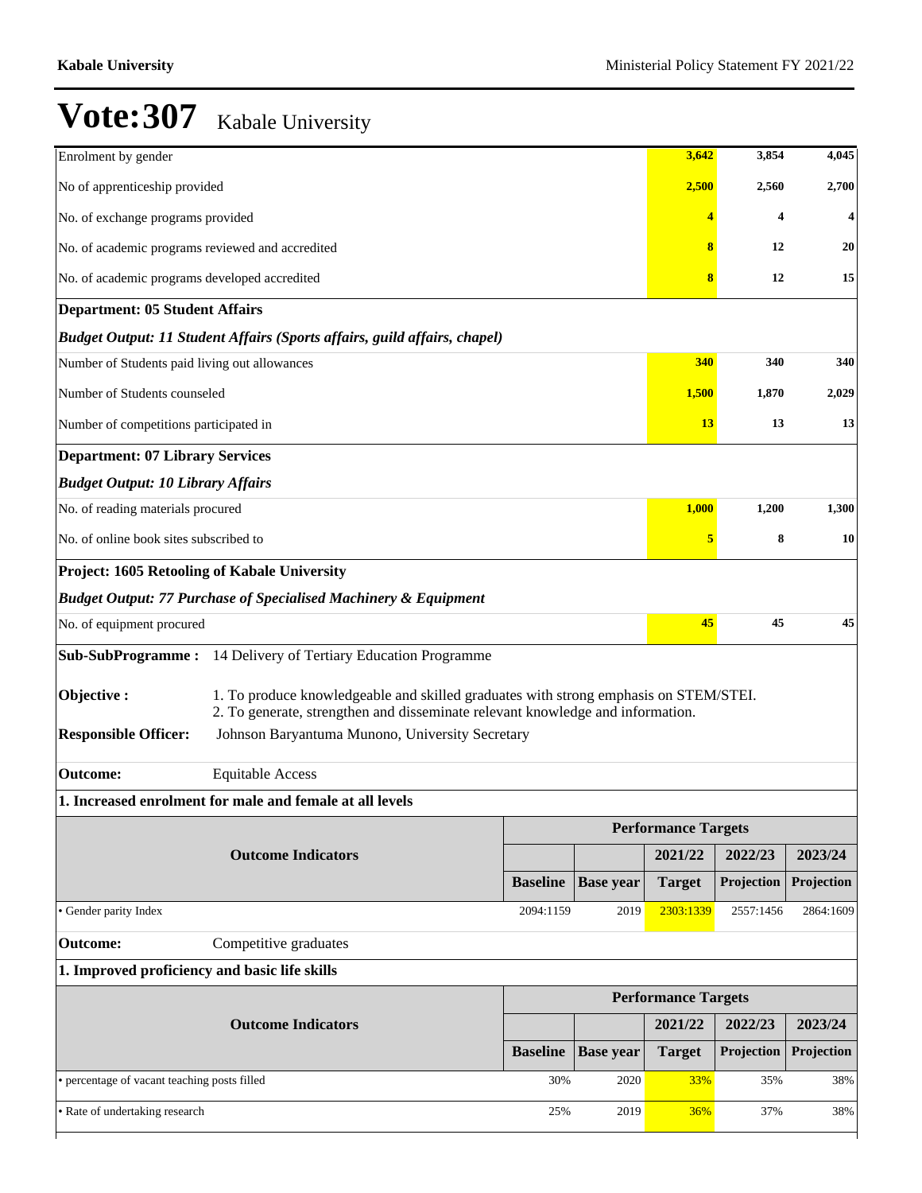# Vote:307 Kabale University

| | | |
|---|---|---|
| Enrolment by gender | 3,642 | 3,854 | 4,045 |
| No of apprenticeship provided | 2,500 | 2,560 | 2,700 |
| No. of exchange programs provided | 4 | 4 | 4 |
| No. of academic programs reviewed and accredited | 8 | 12 | 20 |
| No. of academic programs developed accredited | 8 | 12 | 15 |
| **Department: 05 Student Affairs** | | | |
| ***Budget Output: 11 Student Affairs (Sports affairs, guild affairs, chapel)*** | | | |
| Number of Students paid living out allowances | 340 | 340 | 340 |
| Number of Students counseled | 1,500 | 1,870 | 2,029 |
| Number of competitions participated in | 13 | 13 | 13 |
| **Department: 07 Library Services** | | | |
| ***Budget Output: 10 Library Affairs*** | | | |
| No. of reading materials procured | 1,000 | 1,200 | 1,300 |
| No. of online book sites subscribed to | 5 | 8 | 10 |
| **Project: 1605 Retooling of Kabale University** | | | |
| ***Budget Output: 77 Purchase of Specialised Machinery & Equipment*** | | | |
| No. of equipment procured | 45 | 45 | 45 |

**Sub-SubProgramme :** 14 Delivery of Tertiary Education Programme

**Objective :** 1. To produce knowledgeable and skilled graduates with strong emphasis on STEM/STEI.
2. To generate, strengthen and disseminate relevant knowledge and information.

**Responsible Officer:** Johnson Baryantuma Munono, University Secretary

**Outcome:** Equitable Access

**1. Increased enrolment for male and female at all levels**

| Outcome Indicators | Performance Targets | | | | |
|---|---|---|---|---|---|
| | | | 2021/22 | 2022/23 | 2023/24 |
| | Baseline | Base year | Target | Projection | Projection |
| • Gender parity Index | 2094:1159 | 2019 | 2303:1339 | 2557:1456 | 2864:1609 |

**Outcome:** Competitive graduates

**1. Improved proficiency and basic life skills**

| Outcome Indicators | Performance Targets | | | | |
|---|---|---|---|---|---|
| | | | 2021/22 | 2022/23 | 2023/24 |
| | Baseline | Base year | Target | Projection | Projection |
| • percentage of vacant teaching posts filled | 30% | 2020 | 33% | 35% | 38% |
| • Rate of undertaking research | 25% | 2019 | 36% | 37% | 38% |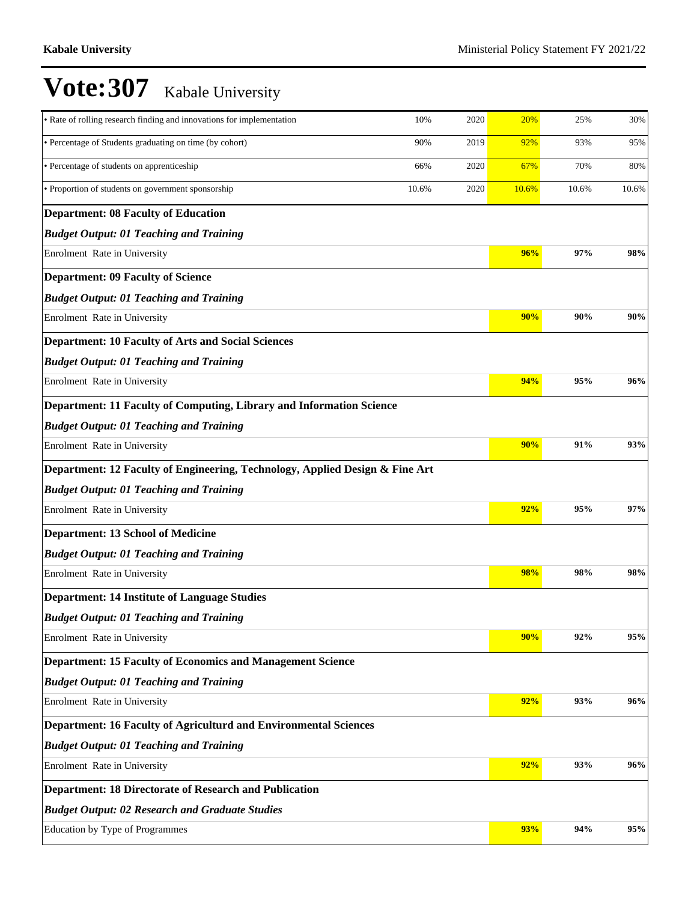# Vote:307 Kabale University

| | | | | | |
|---|---|---|---|---|---|
| • Rate of rolling research finding and innovations for implementation | 10% | 2020 | 20% | 25% | 30% |
| • Percentage of Students graduating on time (by cohort) | 90% | 2019 | 92% | 93% | 95% |
| • Percentage of students on apprenticeship | 66% | 2020 | 67% | 70% | 80% |
| • Proportion of students on government sponsorship | 10.6% | 2020 | 10.6% | 10.6% | 10.6% |
| **Department: 08 Faculty of Education** | | | | | |
| ***Budget Output: 01 Teaching and Training*** | | | | | |
| Enrolment Rate in University | | | **96%** | **97%** | **98%** |
| **Department: 09 Faculty of Science** | | | | | |
| ***Budget Output: 01 Teaching and Training*** | | | | | |
| Enrolment Rate in University | | | **90%** | **90%** | **90%** |
| **Department: 10 Faculty of Arts and Social Sciences** | | | | | |
| ***Budget Output: 01 Teaching and Training*** | | | | | |
| Enrolment Rate in University | | | **94%** | **95%** | **96%** |
| **Department: 11 Faculty of Computing, Library and Information Science** | | | | | |
| ***Budget Output: 01 Teaching and Training*** | | | | | |
| Enrolment Rate in University | | | **90%** | **91%** | **93%** |
| **Department: 12 Faculty of Engineering, Technology, Applied Design & Fine Art** | | | | | |
| ***Budget Output: 01 Teaching and Training*** | | | | | |
| Enrolment Rate in University | | | **92%** | **95%** | **97%** |
| **Department: 13 School of Medicine** | | | | | |
| ***Budget Output: 01 Teaching and Training*** | | | | | |
| Enrolment Rate in University | | | **98%** | **98%** | **98%** |
| **Department: 14 Institute of Language Studies** | | | | | |
| ***Budget Output: 01 Teaching and Training*** | | | | | |
| Enrolment Rate in University | | | **90%** | **92%** | **95%** |
| **Department: 15 Faculty of Economics and Management Science** | | | | | |
| ***Budget Output: 01 Teaching and Training*** | | | | | |
| Enrolment Rate in University | | | **92%** | **93%** | **96%** |
| **Department: 16 Faculty of Agriculturd and Environmental Sciences** | | | | | |
| ***Budget Output: 01 Teaching and Training*** | | | | | |
| Enrolment Rate in University | | | **92%** | **93%** | **96%** |
| **Department: 18 Directorate of Research and Publication** | | | | | |
| ***Budget Output: 02 Research and Graduate Studies*** | | | | | |
| Education by Type of Programmes | | | **93%** | **94%** | **95%** |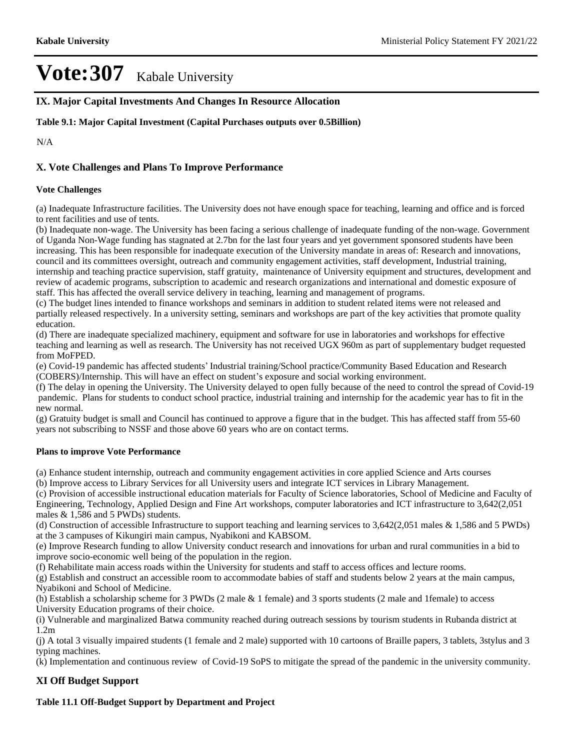# Vote:307 Kabale University

## IX. Major Capital Investments And Changes In Resource Allocation

**Table 9.1: Major Capital Investment (Capital Purchases outputs over 0.5Billion)**

N/A

## X. Vote Challenges and Plans To Improve Performance

### Vote Challenges

(a) Inadequate Infrastructure facilities. The University does not have enough space for teaching, learning and office and is forced to rent facilities and use of tents.
(b) Inadequate non-wage. The University has been facing a serious challenge of inadequate funding of the non-wage. Government of Uganda Non-Wage funding has stagnated at 2.7bn for the last four years and yet government sponsored students have been increasing. This has been responsible for inadequate execution of the University mandate in areas of: Research and innovations, council and its committees oversight, outreach and community engagement activities, staff development, Industrial training, internship and teaching practice supervision, staff gratuity, maintenance of University equipment and structures, development and review of academic programs, subscription to academic and research organizations and international and domestic exposure of staff. This has affected the overall service delivery in teaching, learning and management of programs.
(c) The budget lines intended to finance workshops and seminars in addition to student related items were not released and partially released respectively. In a university setting, seminars and workshops are part of the key activities that promote quality education.
(d) There are inadequate specialized machinery, equipment and software for use in laboratories and workshops for effective teaching and learning as well as research. The University has not received UGX 960m as part of supplementary budget requested from MoFPED.
(e) Covid-19 pandemic has affected students' Industrial training/School practice/Community Based Education and Research (COBERS)/Internship. This will have an effect on student's exposure and social working environment.
(f) The delay in opening the University. The University delayed to open fully because of the need to control the spread of Covid-19 pandemic. Plans for students to conduct school practice, industrial training and internship for the academic year has to fit in the new normal.
(g) Gratuity budget is small and Council has continued to approve a figure that in the budget. This has affected staff from 55-60 years not subscribing to NSSF and those above 60 years who are on contact terms.

### Plans to improve Vote Performance

(a) Enhance student internship, outreach and community engagement activities in core applied Science and Arts courses
(b) Improve access to Library Services for all University users and integrate ICT services in Library Management.
(c) Provision of accessible instructional education materials for Faculty of Science laboratories, School of Medicine and Faculty of Engineering, Technology, Applied Design and Fine Art workshops, computer laboratories and ICT infrastructure to 3,642(2,051 males & 1,586 and 5 PWDs) students.
(d) Construction of accessible Infrastructure to support teaching and learning services to 3,642(2,051 males & 1,586 and 5 PWDs) at the 3 campuses of Kikungiri main campus, Nyabikoni and KABSOM.
(e) Improve Research funding to allow University conduct research and innovations for urban and rural communities in a bid to improve socio-economic well being of the population in the region.
(f) Rehabilitate main access roads within the University for students and staff to access offices and lecture rooms.
(g) Establish and construct an accessible room to accommodate babies of staff and students below 2 years at the main campus, Nyabikoni and School of Medicine.
(h) Establish a scholarship scheme for 3 PWDs (2 male & 1 female) and 3 sports students (2 male and 1female) to access University Education programs of their choice.
(i) Vulnerable and marginalized Batwa community reached during outreach sessions by tourism students in Rubanda district at 1.2m
(j) A total 3 visually impaired students (1 female and 2 male) supported with 10 cartoons of Braille papers, 3 tablets, 3stylus and 3 typing machines.
(k) Implementation and continuous review of Covid-19 SoPS to mitigate the spread of the pandemic in the university community.

## XI Off Budget Support

**Table 11.1 Off-Budget Support by Department and Project**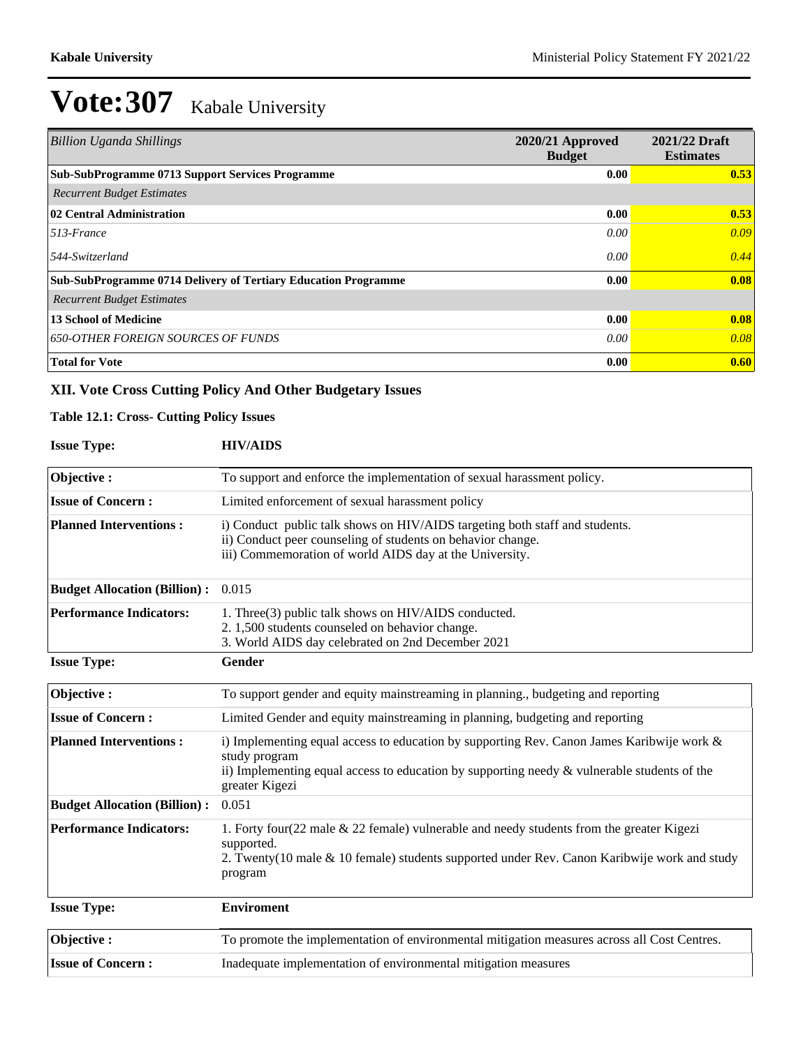# Vote:307 Kabale University

| *Billion Uganda Shillings* | 2020/21 Approved Budget | 2021/22 Draft Estimates |
|---|---|---|
| **Sub-SubProgramme 0713 Support Services Programme** | **0.00** | **0.53** |
| *Recurrent Budget Estimates* | | |
| **02 Central Administration** | **0.00** | **0.53** |
| *513-France* | *0.00* | *0.09* |
| *544-Switzerland* | *0.00* | *0.44* |
| **Sub-SubProgramme 0714 Delivery of Tertiary Education Programme** | **0.00** | **0.08** |
| *Recurrent Budget Estimates* | | |
| **13 School of Medicine** | **0.00** | **0.08** |
| *650-OTHER FOREIGN SOURCES OF FUNDS* | *0.00* | *0.08* |
| **Total for Vote** | **0.00** | **0.60** |

### XII. Vote Cross Cutting Policy And Other Budgetary Issues

**Table 12.1: Cross- Cutting Policy Issues**

**Issue Type:** **HIV/AIDS**

| | |
|---|---|
| **Objective :** | To support and enforce the implementation of sexual harassment policy. |
| **Issue of Concern :** | Limited enforcement of sexual harassment policy |
| **Planned Interventions :** | i) Conduct public talk shows on HIV/AIDS targeting both staff and students.<br>ii) Conduct peer counseling of students on behavior change.<br>iii) Commemoration of world AIDS day at the University. |
| **Budget Allocation (Billion) :** | 0.015 |
| **Performance Indicators:** | 1. Three(3) public talk shows on HIV/AIDS conducted.<br>2. 1,500 students counseled on behavior change.<br>3. World AIDS day celebrated on 2nd December 2021 |

**Issue Type:** **Gender**

| | |
|---|---|
| **Objective :** | To support gender and equity mainstreaming in planning., budgeting and reporting |
| **Issue of Concern :** | Limited Gender and equity mainstreaming in planning, budgeting and reporting |
| **Planned Interventions :** | i) Implementing equal access to education by supporting Rev. Canon James Karibwije work & study program<br>ii) Implementing equal access to education by supporting needy & vulnerable students of the greater Kigezi |
| **Budget Allocation (Billion) :** | 0.051 |
| **Performance Indicators:** | 1. Forty four(22 male & 22 female) vulnerable and needy students from the greater Kigezi supported.<br>2. Twenty(10 male & 10 female) students supported under Rev. Canon Karibwije work and study program |

**Issue Type:** **Enviroment**

| | |
|---|---|
| **Objective :** | To promote the implementation of environmental mitigation measures across all Cost Centres. |
| **Issue of Concern :** | Inadequate implementation of environmental mitigation measures |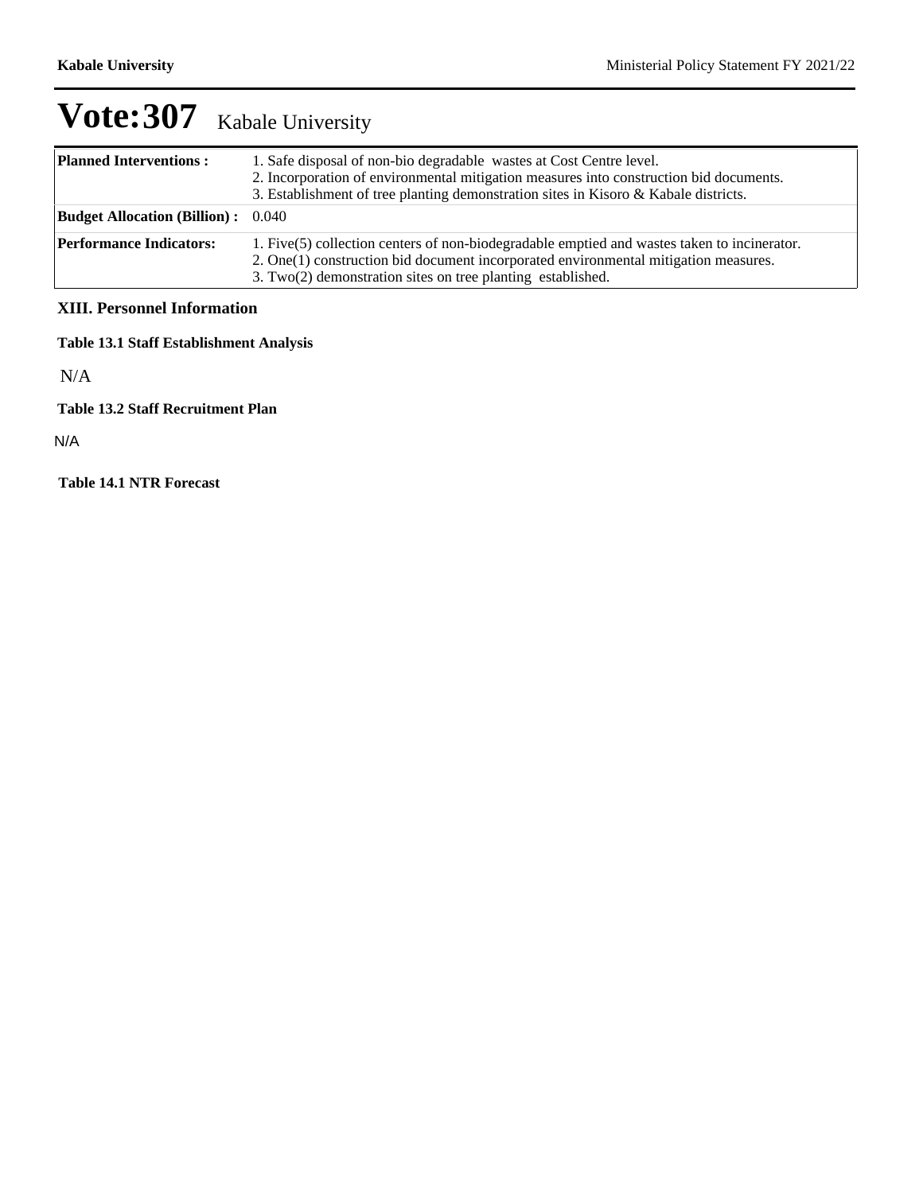# Vote:307 Kabale University

| | |
|---|---|
| **Planned Interventions :** | 1. Safe disposal of non-bio degradable wastes at Cost Centre level.<br>2. Incorporation of environmental mitigation measures into construction bid documents.<br>3. Establishment of tree planting demonstration sites in Kisoro & Kabale districts. |
| **Budget Allocation (Billion) :** | 0.040 |
| **Performance Indicators:** | 1. Five(5) collection centers of non-biodegradable emptied and wastes taken to incinerator.<br>2. One(1) construction bid document incorporated environmental mitigation measures.<br>3. Two(2) demonstration sites on tree planting established. |

## XIII. Personnel Information

**Table 13.1 Staff Establishment Analysis**

N/A

**Table 13.2 Staff Recruitment Plan**

N/A

**Table 14.1 NTR Forecast**